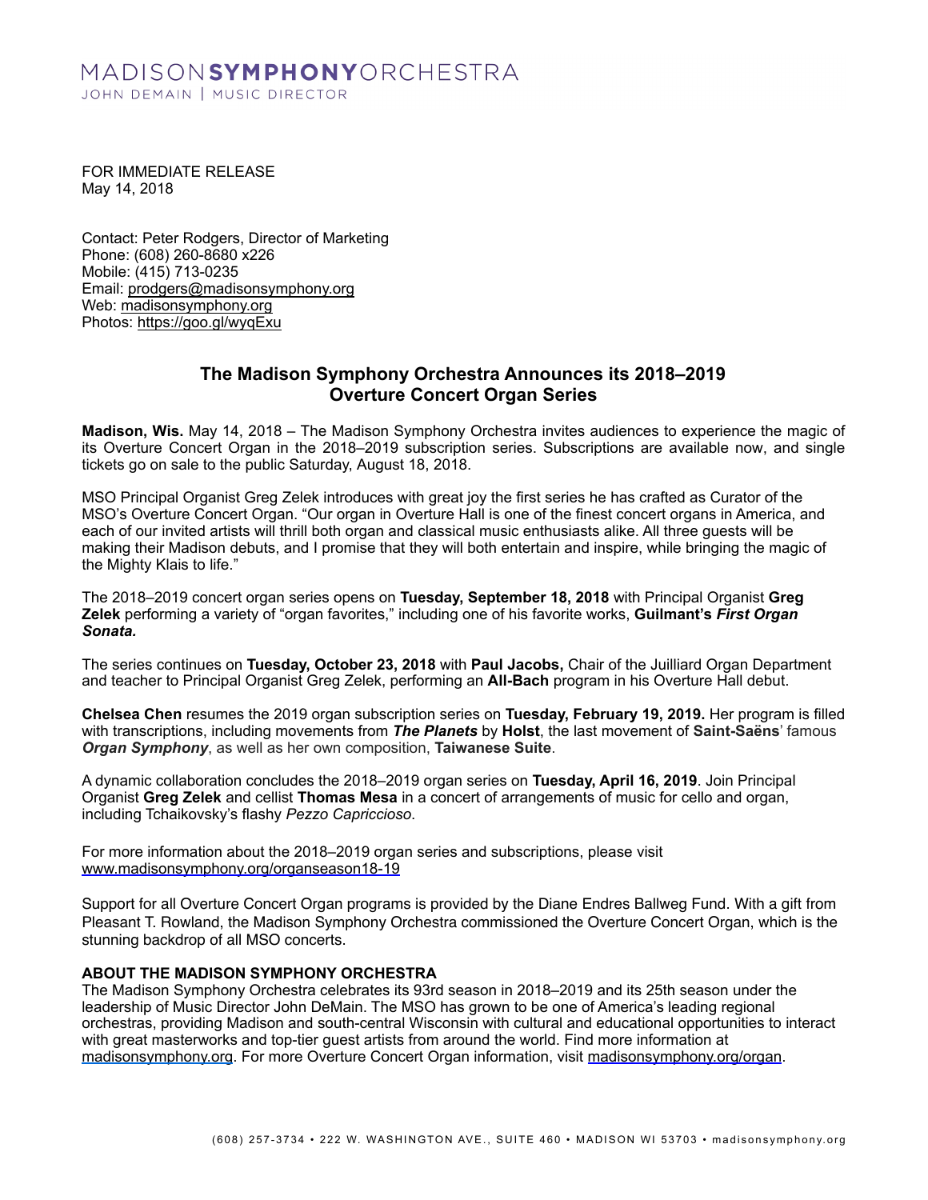MADISON**SYMPHONY**ORCHESTRA
JOHN DEMAIN | MUSIC DIRECTOR

FOR IMMEDIATE RELEASE
May 14, 2018

Contact: Peter Rodgers, Director of Marketing
Phone: (608) 260-8680 x226
Mobile: (415) 713-0235
Email: prodgers@madisonsymphony.org
Web: madisonsymphony.org
Photos: https://goo.gl/wyqExu

## The Madison Symphony Orchestra Announces its 2018–2019 Overture Concert Organ Series

**Madison, Wis.** May 14, 2018 – The Madison Symphony Orchestra invites audiences to experience the magic of its Overture Concert Organ in the 2018–2019 subscription series. Subscriptions are available now, and single tickets go on sale to the public Saturday, August 18, 2018.

MSO Principal Organist Greg Zelek introduces with great joy the first series he has crafted as Curator of the MSO's Overture Concert Organ. "Our organ in Overture Hall is one of the finest concert organs in America, and each of our invited artists will thrill both organ and classical music enthusiasts alike. All three guests will be making their Madison debuts, and I promise that they will both entertain and inspire, while bringing the magic of the Mighty Klais to life."

The 2018–2019 concert organ series opens on **Tuesday, September 18, 2018** with Principal Organist **Greg Zelek** performing a variety of "organ favorites," including one of his favorite works, **Guilmant's *First Organ Sonata.***

The series continues on **Tuesday, October 23, 2018** with **Paul Jacobs,** Chair of the Juilliard Organ Department and teacher to Principal Organist Greg Zelek, performing an **All-Bach** program in his Overture Hall debut.

**Chelsea Chen** resumes the 2019 organ subscription series on **Tuesday, February 19, 2019.** Her program is filled with transcriptions, including movements from ***The Planets*** by **Holst**, the last movement of **Saint-Saëns**' famous ***Organ Symphony***, as well as her own composition, **Taiwanese Suite**.

A dynamic collaboration concludes the 2018–2019 organ series on **Tuesday, April 16, 2019**. Join Principal Organist **Greg Zelek** and cellist **Thomas Mesa** in a concert of arrangements of music for cello and organ, including Tchaikovsky's flashy *Pezzo Capriccioso*.

For more information about the 2018–2019 organ series and subscriptions, please visit www.madisonsymphony.org/organseason18-19

Support for all Overture Concert Organ programs is provided by the Diane Endres Ballweg Fund. With a gift from Pleasant T. Rowland, the Madison Symphony Orchestra commissioned the Overture Concert Organ, which is the stunning backdrop of all MSO concerts.

**ABOUT THE MADISON SYMPHONY ORCHESTRA**
The Madison Symphony Orchestra celebrates its 93rd season in 2018–2019 and its 25th season under the leadership of Music Director John DeMain. The MSO has grown to be one of America's leading regional orchestras, providing Madison and south-central Wisconsin with cultural and educational opportunities to interact with great masterworks and top-tier guest artists from around the world. Find more information at madisonsymphony.org. For more Overture Concert Organ information, visit madisonsymphony.org/organ.

(608) 257-3734 • 222 W. WASHINGTON AVE., SUITE 460 • MADISON WI 53703 • madisonsymphony.org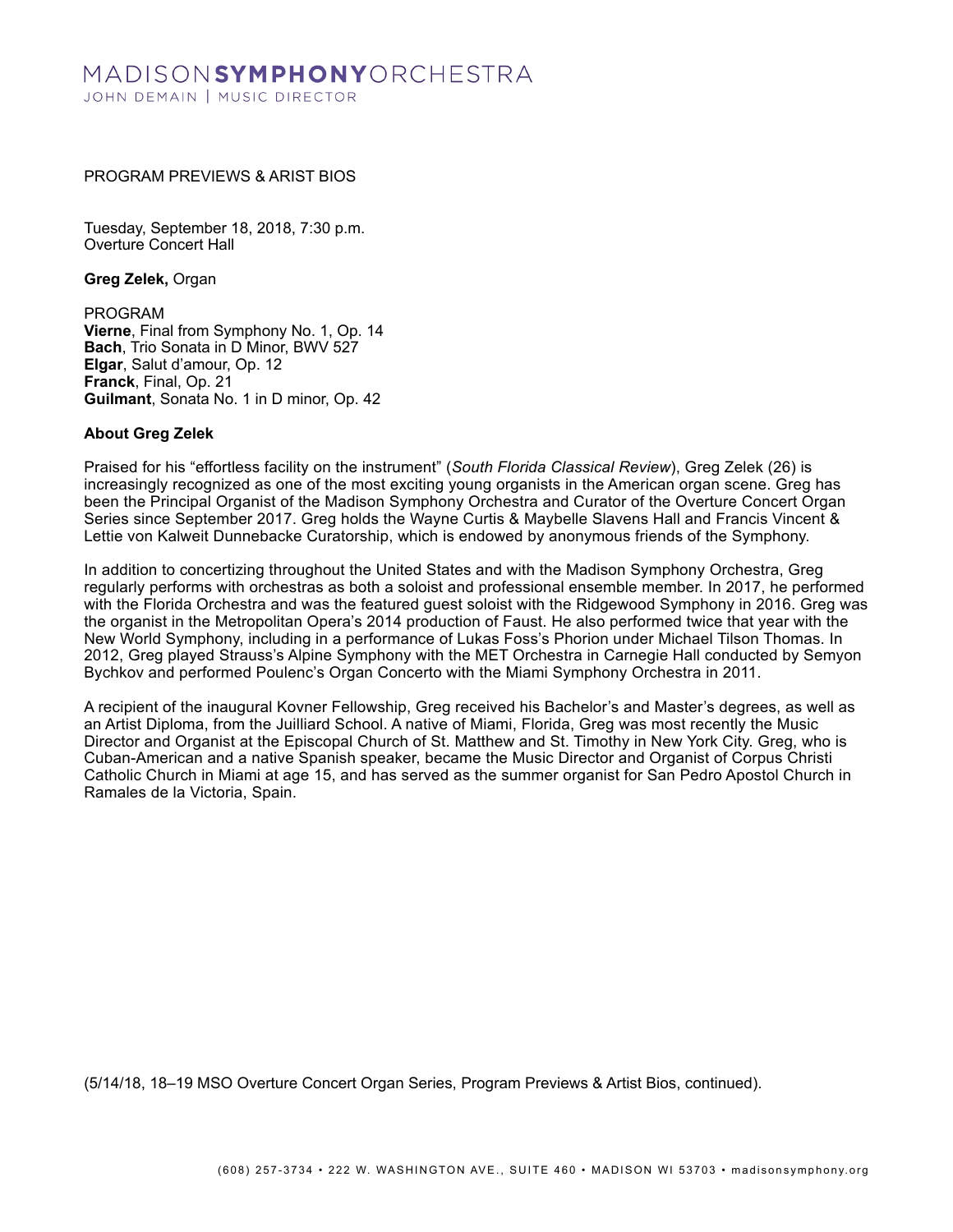PROGRAM PREVIEWS & ARIST BIOS

Tuesday, September 18, 2018, 7:30 p.m.
Overture Concert Hall

**Greg Zelek,** Organ

PROGRAM
**Vierne**, Final from Symphony No. 1, Op. 14
**Bach**, Trio Sonata in D Minor, BWV 527
**Elgar**, Salut d'amour, Op. 12
**Franck**, Final, Op. 21
**Guilmant**, Sonata No. 1 in D minor, Op. 42

**About Greg Zelek**

Praised for his "effortless facility on the instrument" (*South Florida Classical Review*), Greg Zelek (26) is increasingly recognized as one of the most exciting young organists in the American organ scene. Greg has been the Principal Organist of the Madison Symphony Orchestra and Curator of the Overture Concert Organ Series since September 2017. Greg holds the Wayne Curtis & Maybelle Slavens Hall and Francis Vincent & Lettie von Kalweit Dunnebacke Curatorship, which is endowed by anonymous friends of the Symphony.

In addition to concertizing throughout the United States and with the Madison Symphony Orchestra, Greg regularly performs with orchestras as both a soloist and professional ensemble member. In 2017, he performed with the Florida Orchestra and was the featured guest soloist with the Ridgewood Symphony in 2016. Greg was the organist in the Metropolitan Opera's 2014 production of Faust. He also performed twice that year with the New World Symphony, including in a performance of Lukas Foss's Phorion under Michael Tilson Thomas. In 2012, Greg played Strauss's Alpine Symphony with the MET Orchestra in Carnegie Hall conducted by Semyon Bychkov and performed Poulenc's Organ Concerto with the Miami Symphony Orchestra in 2011.

A recipient of the inaugural Kovner Fellowship, Greg received his Bachelor's and Master's degrees, as well as an Artist Diploma, from the Juilliard School. A native of Miami, Florida, Greg was most recently the Music Director and Organist at the Episcopal Church of St. Matthew and St. Timothy in New York City. Greg, who is Cuban-American and a native Spanish speaker, became the Music Director and Organist of Corpus Christi Catholic Church in Miami at age 15, and has served as the summer organist for San Pedro Apostol Church in Ramales de la Victoria, Spain.

(5/14/18, 18–19 MSO Overture Concert Organ Series, Program Previews & Artist Bios, continued).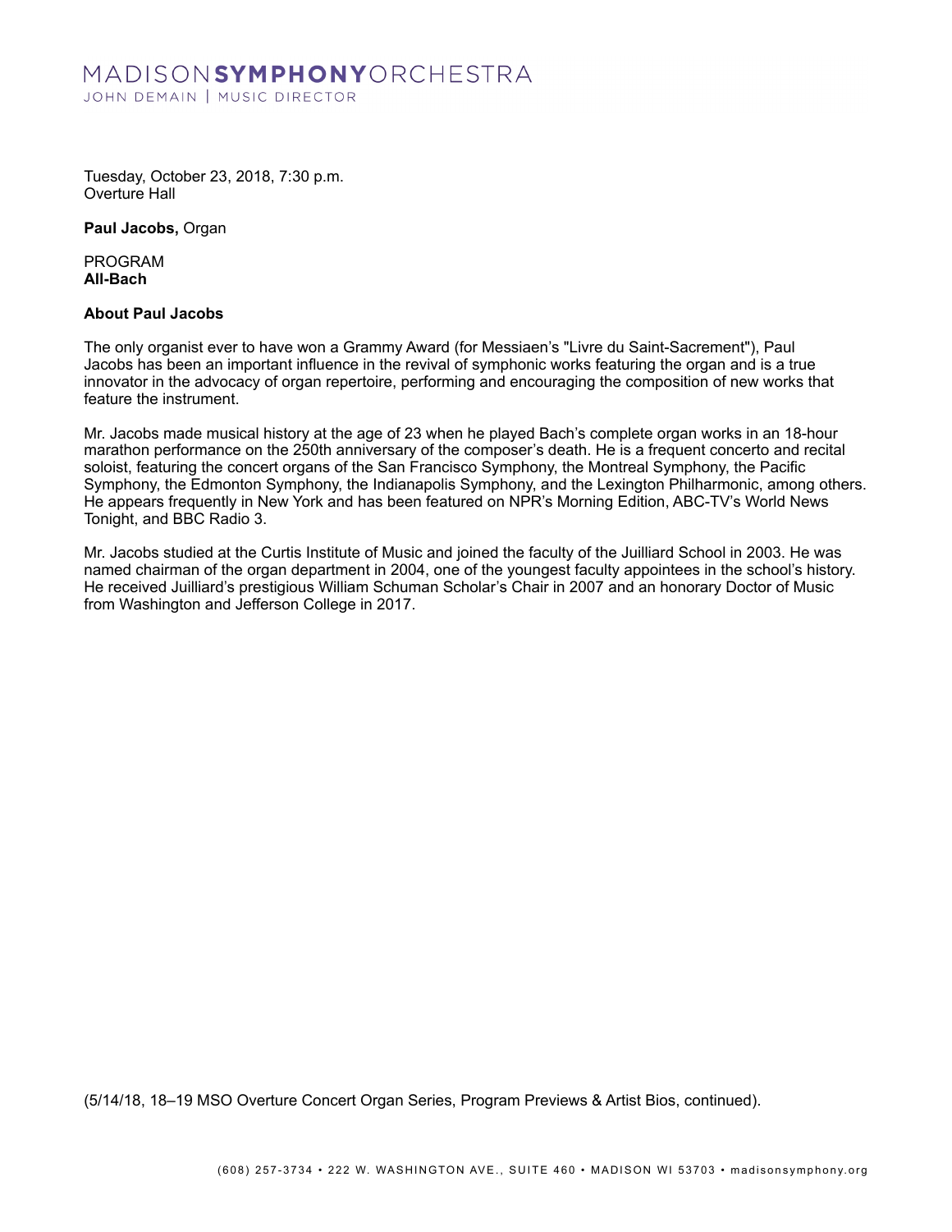Tuesday, October 23, 2018, 7:30 p.m.
Overture Hall

**Paul Jacobs,** Organ

PROGRAM
**All-Bach**

**About Paul Jacobs**

The only organist ever to have won a Grammy Award (for Messiaen's "Livre du Saint-Sacrement"), Paul Jacobs has been an important influence in the revival of symphonic works featuring the organ and is a true innovator in the advocacy of organ repertoire, performing and encouraging the composition of new works that feature the instrument.

Mr. Jacobs made musical history at the age of 23 when he played Bach's complete organ works in an 18-hour marathon performance on the 250th anniversary of the composer's death. He is a frequent concerto and recital soloist, featuring the concert organs of the San Francisco Symphony, the Montreal Symphony, the Pacific Symphony, the Edmonton Symphony, the Indianapolis Symphony, and the Lexington Philharmonic, among others. He appears frequently in New York and has been featured on NPR's Morning Edition, ABC-TV's World News Tonight, and BBC Radio 3.

Mr. Jacobs studied at the Curtis Institute of Music and joined the faculty of the Juilliard School in 2003. He was named chairman of the organ department in 2004, one of the youngest faculty appointees in the school's history. He received Juilliard's prestigious William Schuman Scholar's Chair in 2007 and an honorary Doctor of Music from Washington and Jefferson College in 2017.

(5/14/18, 18–19 MSO Overture Concert Organ Series, Program Previews & Artist Bios, continued).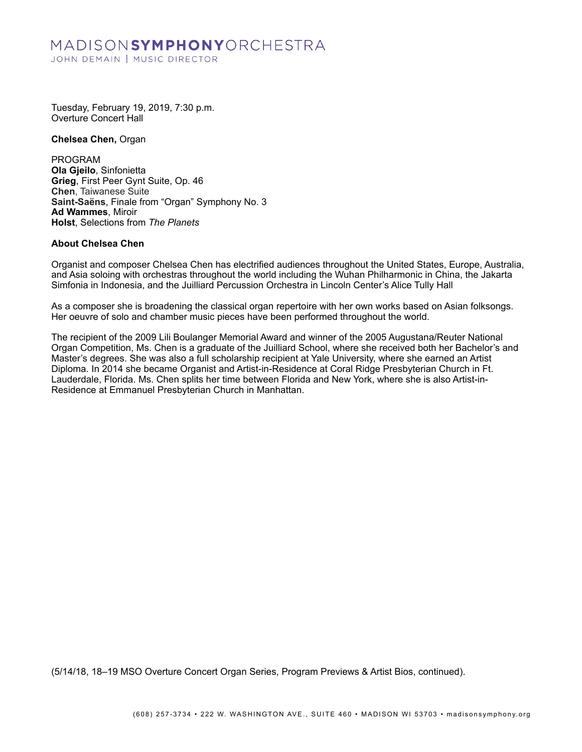Tuesday, February 19, 2019, 7:30 p.m.
Overture Concert Hall

**Chelsea Chen,** Organ

PROGRAM
**Ola Gjeilo**, Sinfonietta
**Grieg**, First Peer Gynt Suite, Op. 46
**Chen**, Taiwanese Suite
**Saint-Saëns**, Finale from “Organ” Symphony No. 3
**Ad Wammes**, Miroir
**Holst**, Selections from *The Planets*

**About Chelsea Chen**

Organist and composer Chelsea Chen has electrified audiences throughout the United States, Europe, Australia, and Asia soloing with orchestras throughout the world including the Wuhan Philharmonic in China, the Jakarta Simfonia in Indonesia, and the Juilliard Percussion Orchestra in Lincoln Center’s Alice Tully Hall

As a composer she is broadening the classical organ repertoire with her own works based on Asian folksongs. Her oeuvre of solo and chamber music pieces have been performed throughout the world.

The recipient of the 2009 Lili Boulanger Memorial Award and winner of the 2005 Augustana/Reuter National Organ Competition, Ms. Chen is a graduate of the Juilliard School, where she received both her Bachelor’s and Master’s degrees. She was also a full scholarship recipient at Yale University, where she earned an Artist Diploma. In 2014 she became Organist and Artist-in-Residence at Coral Ridge Presbyterian Church in Ft. Lauderdale, Florida. Ms. Chen splits her time between Florida and New York, where she is also Artist-in-Residence at Emmanuel Presbyterian Church in Manhattan.

(5/14/18, 18–19 MSO Overture Concert Organ Series, Program Previews & Artist Bios, continued).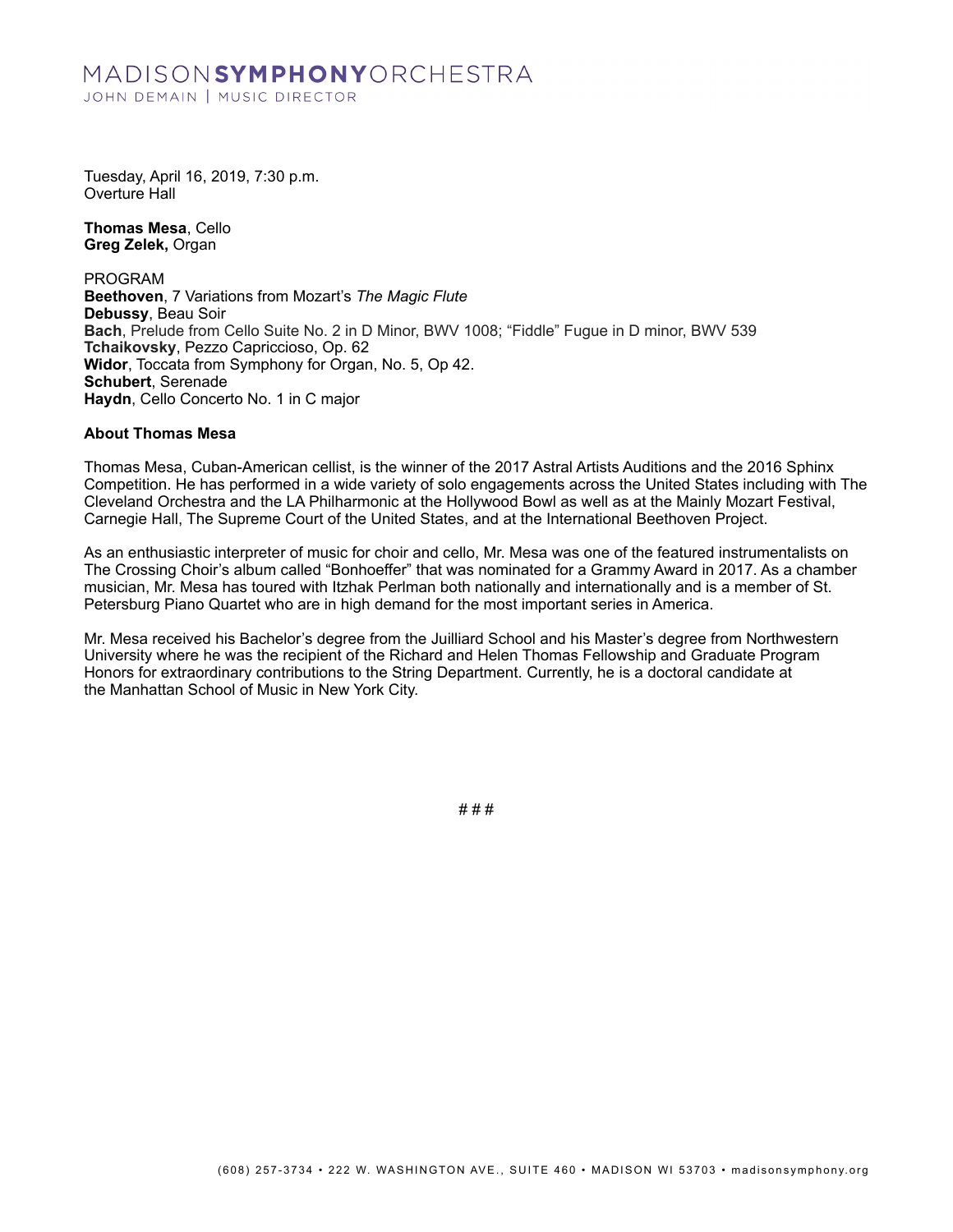# MADISON**SYMPHONY**ORCHESTRA

JOHN DEMAIN | MUSIC DIRECTOR

Tuesday, April 16, 2019, 7:30 p.m.
Overture Hall

**Thomas Mesa**, Cello
**Greg Zelek,** Organ

PROGRAM
**Beethoven**, 7 Variations from Mozart's *The Magic Flute*
**Debussy**, Beau Soir
**Bach**, Prelude from Cello Suite No. 2 in D Minor, BWV 1008; "Fiddle" Fugue in D minor, BWV 539
**Tchaikovsky**, Pezzo Capriccioso, Op. 62
**Widor**, Toccata from Symphony for Organ, No. 5, Op 42.
**Schubert**, Serenade
**Haydn**, Cello Concerto No. 1 in C major

**About Thomas Mesa**

Thomas Mesa, Cuban-American cellist, is the winner of the 2017 Astral Artists Auditions and the 2016 Sphinx Competition. He has performed in a wide variety of solo engagements across the United States including with The Cleveland Orchestra and the LA Philharmonic at the Hollywood Bowl as well as at the Mainly Mozart Festival, Carnegie Hall, The Supreme Court of the United States, and at the International Beethoven Project.

As an enthusiastic interpreter of music for choir and cello, Mr. Mesa was one of the featured instrumentalists on The Crossing Choir's album called "Bonhoeffer" that was nominated for a Grammy Award in 2017. As a chamber musician, Mr. Mesa has toured with Itzhak Perlman both nationally and internationally and is a member of St. Petersburg Piano Quartet who are in high demand for the most important series in America.

Mr. Mesa received his Bachelor's degree from the Juilliard School and his Master's degree from Northwestern University where he was the recipient of the Richard and Helen Thomas Fellowship and Graduate Program Honors for extraordinary contributions to the String Department. Currently, he is a doctoral candidate at the Manhattan School of Music in New York City.

# # #

(608) 257-3734 • 222 W. WASHINGTON AVE., SUITE 460 • MADISON WI 53703 • madisonsymphony.org